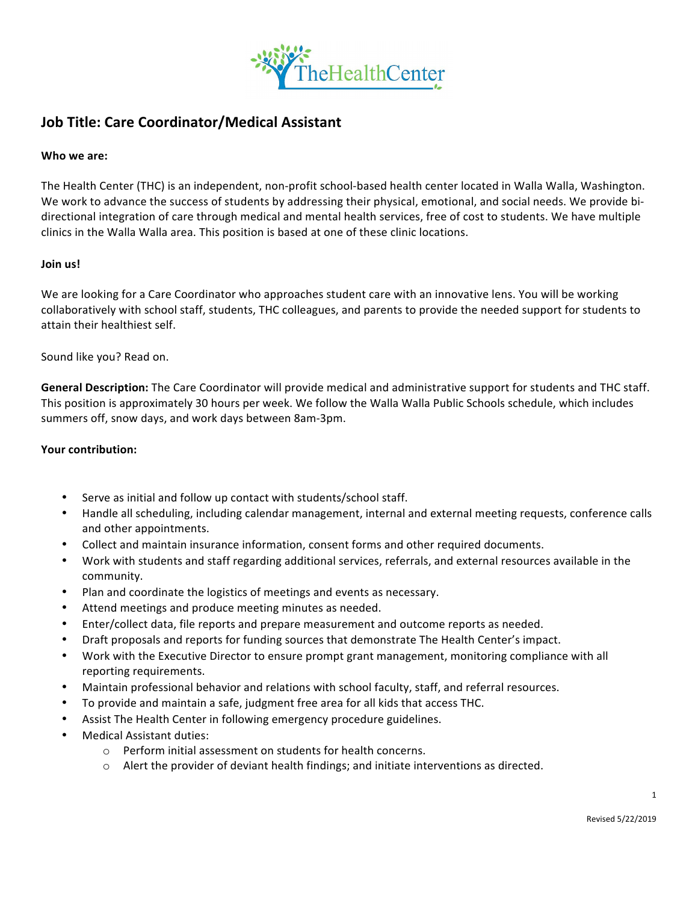TheHealthCenter

# Job Title: Care Coordinator/Medical Assistant

**Who we are:**

The Health Center (THC) is an independent, non-profit school-based health center located in Walla Walla, Washington. We work to advance the success of students by addressing their physical, emotional, and social needs. We provide bi-directional integration of care through medical and mental health services, free of cost to students. We have multiple clinics in the Walla Walla area. This position is based at one of these clinic locations.

**Join us!**

We are looking for a Care Coordinator who approaches student care with an innovative lens. You will be working collaboratively with school staff, students, THC colleagues, and parents to provide the needed support for students to attain their healthiest self.

Sound like you? Read on.

**General Description:** The Care Coordinator will provide medical and administrative support for students and THC staff. This position is approximately 30 hours per week. We follow the Walla Walla Public Schools schedule, which includes summers off, snow days, and work days between 8am-3pm.

**Your contribution:**

- Serve as initial and follow up contact with students/school staff.
- Handle all scheduling, including calendar management, internal and external meeting requests, conference calls and other appointments.
- Collect and maintain insurance information, consent forms and other required documents.
- Work with students and staff regarding additional services, referrals, and external resources available in the community.
- Plan and coordinate the logistics of meetings and events as necessary.
- Attend meetings and produce meeting minutes as needed.
- Enter/collect data, file reports and prepare measurement and outcome reports as needed.
- Draft proposals and reports for funding sources that demonstrate The Health Center's impact.
- Work with the Executive Director to ensure prompt grant management, monitoring compliance with all reporting requirements.
- Maintain professional behavior and relations with school faculty, staff, and referral resources.
- To provide and maintain a safe, judgment free area for all kids that access THC.
- Assist The Health Center in following emergency procedure guidelines.
- Medical Assistant duties:
  - Perform initial assessment on students for health concerns.
  - Alert the provider of deviant health findings; and initiate interventions as directed.

Revised 5/22/2019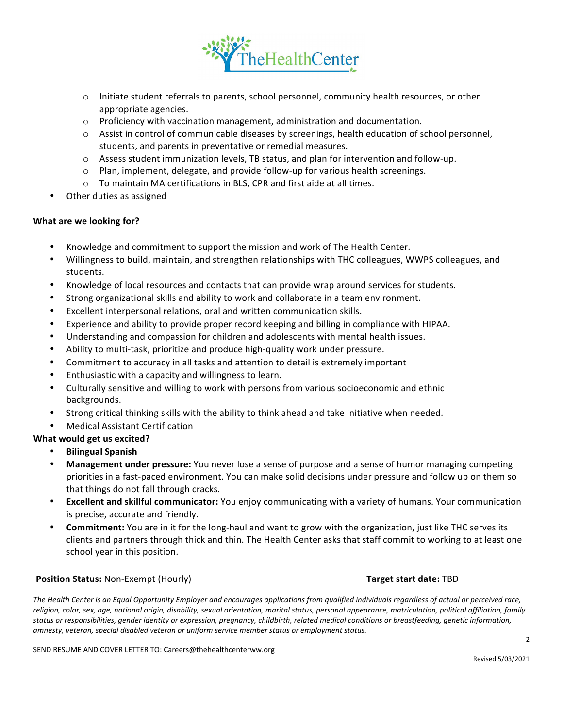- Initiate student referrals to parents, school personnel, community health resources, or other appropriate agencies.
   - Proficiency with vaccination management, administration and documentation.
   - Assist in control of communicable diseases by screenings, health education of school personnel, students, and parents in preventative or remedial measures.
   - Assess student immunization levels, TB status, and plan for intervention and follow-up.
   - Plan, implement, delegate, and provide follow-up for various health screenings.
   - To maintain MA certifications in BLS, CPR and first aide at all times.
- Other duties as assigned

**What are we looking for?**

- Knowledge and commitment to support the mission and work of The Health Center.
- Willingness to build, maintain, and strengthen relationships with THC colleagues, WWPS colleagues, and students.
- Knowledge of local resources and contacts that can provide wrap around services for students.
- Strong organizational skills and ability to work and collaborate in a team environment.
- Excellent interpersonal relations, oral and written communication skills.
- Experience and ability to provide proper record keeping and billing in compliance with HIPAA.
- Understanding and compassion for children and adolescents with mental health issues.
- Ability to multi-task, prioritize and produce high-quality work under pressure.
- Commitment to accuracy in all tasks and attention to detail is extremely important
- Enthusiastic with a capacity and willingness to learn.
- Culturally sensitive and willing to work with persons from various socioeconomic and ethnic backgrounds.
- Strong critical thinking skills with the ability to think ahead and take initiative when needed.
- Medical Assistant Certification

**What would get us excited?**

- **Bilingual Spanish**
- **Management under pressure:** You never lose a sense of purpose and a sense of humor managing competing priorities in a fast-paced environment. You can make solid decisions under pressure and follow up on them so that things do not fall through cracks.
- **Excellent and skillful communicator:** You enjoy communicating with a variety of humans. Your communication is precise, accurate and friendly.
- **Commitment:** You are in it for the long-haul and want to grow with the organization, just like THC serves its clients and partners through thick and thin. The Health Center asks that staff commit to working to at least one school year in this position.

**Position Status:** Non-Exempt (Hourly)

**Target start date:** TBD

*The Health Center is an Equal Opportunity Employer and encourages applications from qualified individuals regardless of actual or perceived race, religion, color, sex, age, national origin, disability, sexual orientation, marital status, personal appearance, matriculation, political affiliation, family status or responsibilities, gender identity or expression, pregnancy, childbirth, related medical conditions or breastfeeding, genetic information, amnesty, veteran, special disabled veteran or uniform service member status or employment status.*

SEND RESUME AND COVER LETTER TO: Careers@thehealthcenterww.org

Revised 5/03/2021